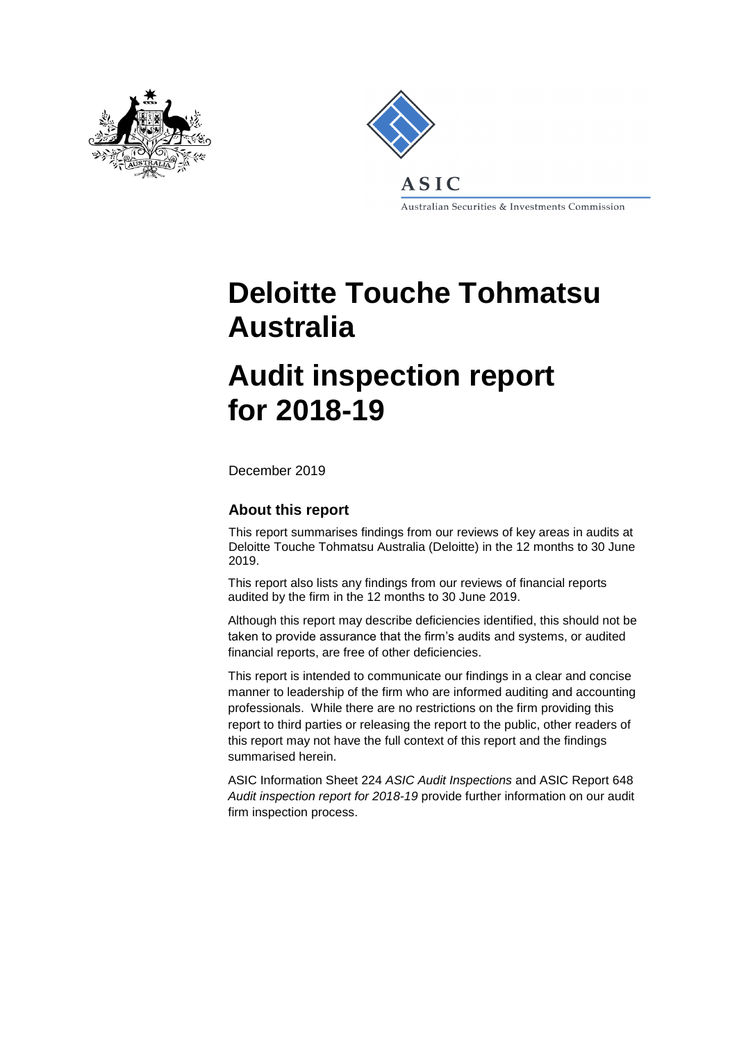ASIC

Australian Securities & Investments Commission

# Deloitte Touche Tohmatsu Australia

# Audit inspection report for 2018-19

December 2019

### About this report

This report summarises findings from our reviews of key areas in audits at Deloitte Touche Tohmatsu Australia (Deloitte) in the 12 months to 30 June 2019.

This report also lists any findings from our reviews of financial reports audited by the firm in the 12 months to 30 June 2019.

Although this report may describe deficiencies identified, this should not be taken to provide assurance that the firm's audits and systems, or audited financial reports, are free of other deficiencies.

This report is intended to communicate our findings in a clear and concise manner to leadership of the firm who are informed auditing and accounting professionals. While there are no restrictions on the firm providing this report to third parties or releasing the report to the public, other readers of this report may not have the full context of this report and the findings summarised herein.

ASIC Information Sheet 224 *ASIC Audit Inspections* and ASIC Report 648 *Audit inspection report for 2018-19* provide further information on our audit firm inspection process.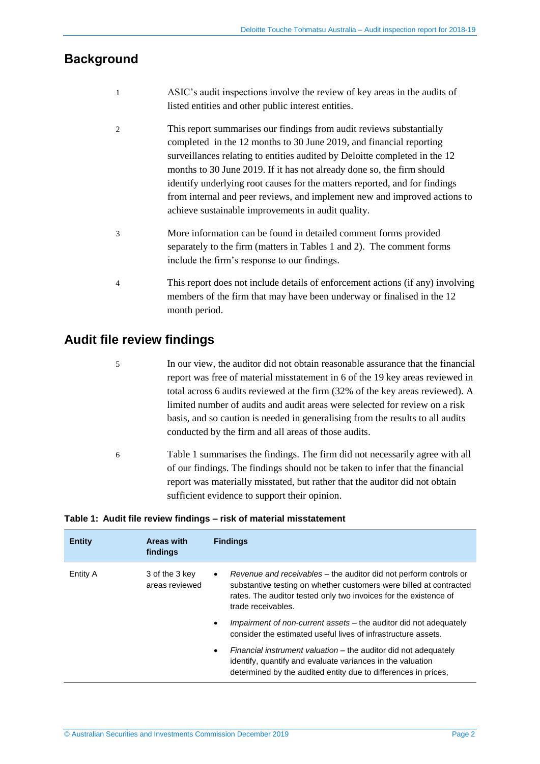## Background

1 ASIC's audit inspections involve the review of key areas in the audits of listed entities and other public interest entities.

2 This report summarises our findings from audit reviews substantially completed in the 12 months to 30 June 2019, and financial reporting surveillances relating to entities audited by Deloitte completed in the 12 months to 30 June 2019. If it has not already done so, the firm should identify underlying root causes for the matters reported, and for findings from internal and peer reviews, and implement new and improved actions to achieve sustainable improvements in audit quality.

3 More information can be found in detailed comment forms provided separately to the firm (matters in Tables 1 and 2). The comment forms include the firm's response to our findings.

4 This report does not include details of enforcement actions (if any) involving members of the firm that may have been underway or finalised in the 12 month period.

## Audit file review findings

5 In our view, the auditor did not obtain reasonable assurance that the financial report was free of material misstatement in 6 of the 19 key areas reviewed in total across 6 audits reviewed at the firm (32% of the key areas reviewed). A limited number of audits and audit areas were selected for review on a risk basis, and so caution is needed in generalising from the results to all audits conducted by the firm and all areas of those audits.

6 Table 1 summarises the findings. The firm did not necessarily agree with all of our findings. The findings should not be taken to infer that the financial report was materially misstated, but rather that the auditor did not obtain sufficient evidence to support their opinion.

**Table 1: Audit file review findings – risk of material misstatement**

| Entity | Areas with findings | Findings |
|---|---|---|
| Entity A | 3 of the 3 key areas reviewed | • *Revenue and receivables* – the auditor did not perform controls or substantive testing on whether customers were billed at contracted rates. The auditor tested only two invoices for the existence of trade receivables.<br>• *Impairment of non-current assets* – the auditor did not adequately consider the estimated useful lives of infrastructure assets.<br>• *Financial instrument valuation* – the auditor did not adequately identify, quantify and evaluate variances in the valuation determined by the audited entity due to differences in prices, |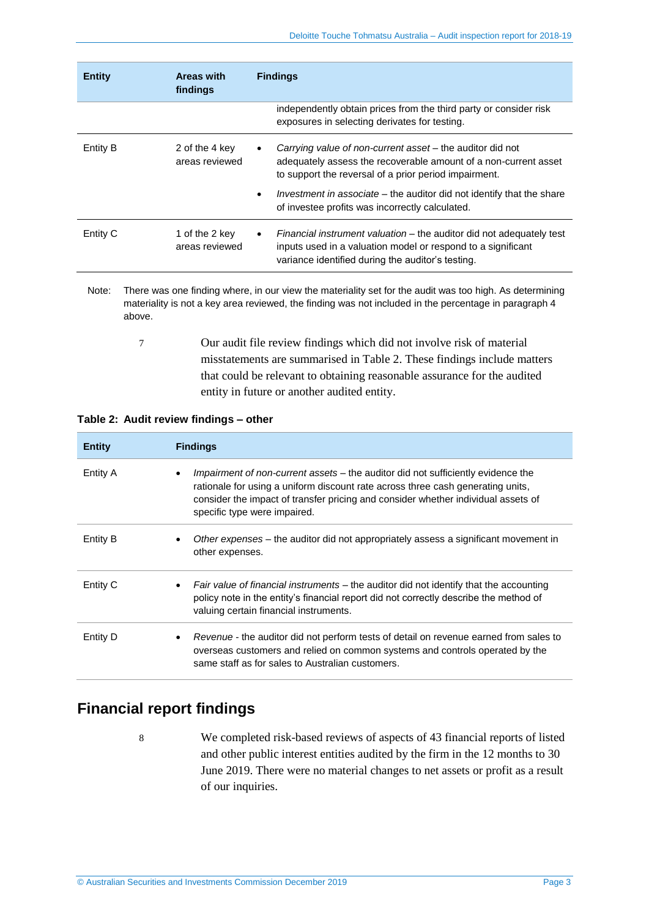| Entity | Areas with findings | Findings |
|---|---|---|
| | | independently obtain prices from the third party or consider risk exposures in selecting derivates for testing. |
| Entity B | 2 of the 4 key areas reviewed | • *Carrying value of non-current asset* – the auditor did not adequately assess the recoverable amount of a non-current asset to support the reversal of a prior period impairment.<br>• *Investment in associate* – the auditor did not identify that the share of investee profits was incorrectly calculated. |
| Entity C | 1 of the 2 key areas reviewed | • *Financial instrument valuation* – the auditor did not adequately test inputs used in a valuation model or respond to a significant variance identified during the auditor's testing. |

Note: There was one finding where, in our view the materiality set for the audit was too high. As determining materiality is not a key area reviewed, the finding was not included in the percentage in paragraph 4 above.

7 Our audit file review findings which did not involve risk of material misstatements are summarised in Table 2. These findings include matters that could be relevant to obtaining reasonable assurance for the audited entity in future or another audited entity.

**Table 2: Audit review findings – other**

| Entity | Findings |
|---|---|
| Entity A | • *Impairment of non-current assets* – the auditor did not sufficiently evidence the rationale for using a uniform discount rate across three cash generating units, consider the impact of transfer pricing and consider whether individual assets of specific type were impaired. |
| Entity B | • *Other expenses* – the auditor did not appropriately assess a significant movement in other expenses. |
| Entity C | • *Fair value of financial instruments* – the auditor did not identify that the accounting policy note in the entity's financial report did not correctly describe the method of valuing certain financial instruments. |
| Entity D | • *Revenue* - the auditor did not perform tests of detail on revenue earned from sales to overseas customers and relied on common systems and controls operated by the same staff as for sales to Australian customers. |

## Financial report findings

8 We completed risk-based reviews of aspects of 43 financial reports of listed and other public interest entities audited by the firm in the 12 months to 30 June 2019. There were no material changes to net assets or profit as a result of our inquiries.